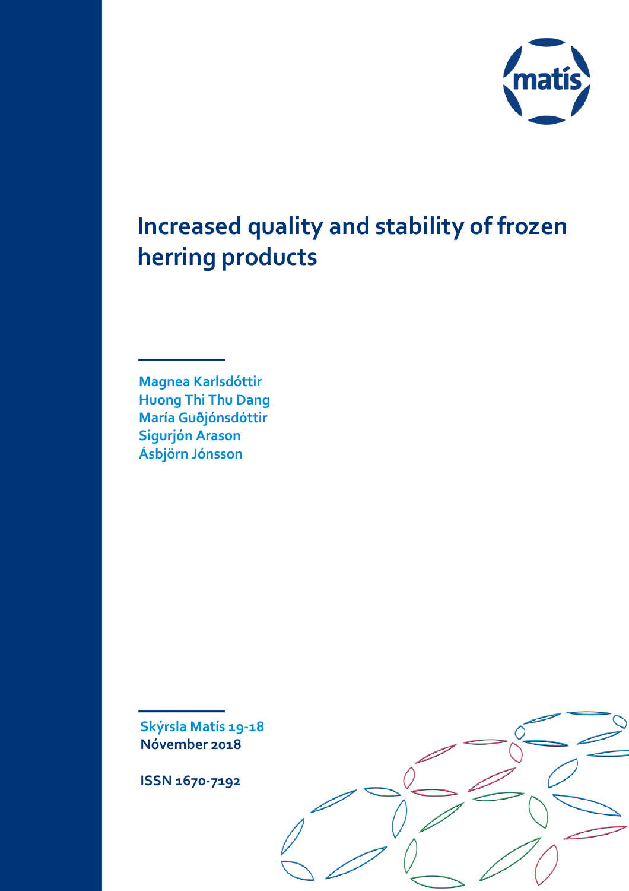# Increased quality and stability of frozen herring products

Magnea Karlsdóttir
Huong Thi Thu Dang
María Guðjónsdóttir
Sigurjón Arason
Ásbjörn Jónsson

Skýrsla Matís 19-18
Nóvember 2018

ISSN 1670-7192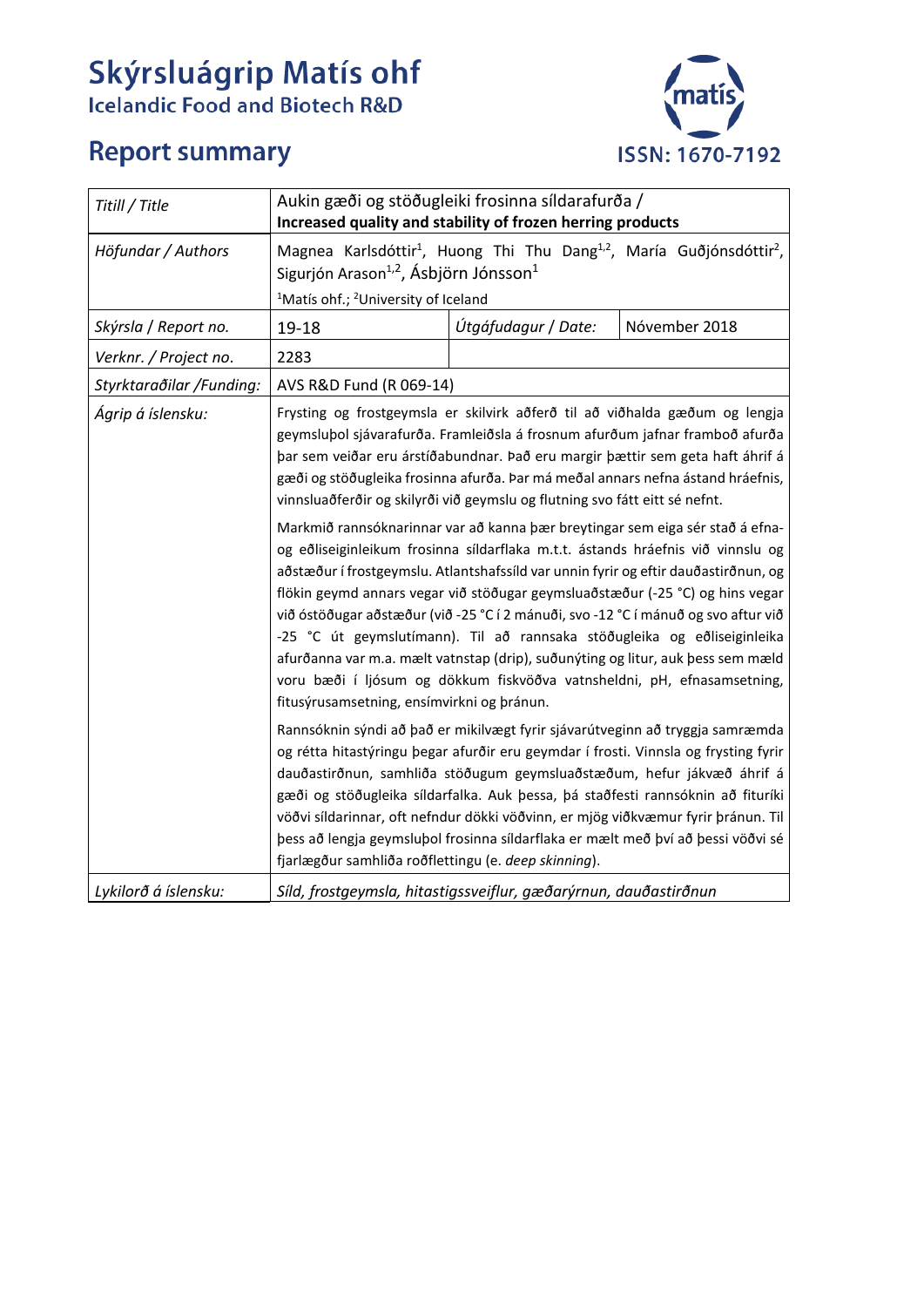# Skýrsluágrip Matís ohf

Icelandic Food and Biotech R&D

## Report summary

ISSN: 1670-7192

| Titill / Title | Aukin gæði og stöðugleiki frosinna síldarafurða / **Increased quality and stability of frozen herring products** | | |
|---|---|---|---|
| Höfundar / Authors | Magnea Karlsdóttir[1], Huong Thi Thu Dang[1,2], María Guðjónsdóttir[2], Sigurjón Arason[1,2], Ásbjörn Jónsson[1]<br>[1]Matís ohf.; [2]University of Iceland | | |
| Skýrsla / Report no. | 19-18 | Útgáfudagur / Date: | Nóvember 2018 |
| Verknr. / Project no. | 2283 | | |
| Styrktaraðilar /Funding: | AVS R&D Fund (R 069-14) | | |
| Ágrip á íslensku: | Frysting og frostgeymsla er skilvirk aðferð til að viðhalda gæðum og lengja geymsluþol sjávarafurða. Framleiðsla á frosnum afurðum jafnar framboð afurða þar sem veiðar eru árstíðabundnar. Það eru margir þættir sem geta haft áhrif á gæði og stöðugleika frosinna afurða. Þar má meðal annars nefna ástand hráefnis, vinnsluaðferðir og skilyrði við geymslu og flutning svo fátt eitt sé nefnt.<br><br>Markmið rannsóknarinnar var að kanna þær breytingar sem eiga sér stað á efna- og eðliseiginleikum frosinna síldarflaka m.t.t. ástands hráefnis við vinnslu og aðstæður í frostgeymslu. Atlantshafssíld var unnin fyrir og eftir dauðastirðnun, og flökin geymd annars vegar við stöðugar geymsluaðstæður (-25 °C) og hins vegar við óstöðugar aðstæður (við -25 °C í 2 mánuði, svo -12 °C í mánuð og svo aftur við -25 °C út geymslutímann). Til að rannsaka stöðugleika og eðliseiginleika afurðanna var m.a. mælt vatnstap (drip), suðunýting og litur, auk þess sem mæld voru bæði í ljósum og dökkum fiskvöðva vatnsheldni, pH, efnasamsetning, fitusýrusamsetning, ensímvirkni og þránun.<br><br>Rannsóknin sýndi að það er mikilvægt fyrir sjávarútveginn að tryggja samræmda og rétta hitastýringu þegar afurðir eru geymdar í frosti. Vinnsla og frysting fyrir dauðastirðnun, samhliða stöðugum geymsluaðstæðum, hefur jákvæð áhrif á gæði og stöðugleika síldarfalka. Auk þessa, þá staðfesti rannsóknin að fituríki vöðvi síldarinnar, oft nefndur dökki vöðvinn, er mjög viðkvæmur fyrir þránun. Til þess að lengja geymsluþol frosinna síldarflaka er mælt með því að þessi vöðvi sé fjarlægður samhliða roðflettingu (e. *deep skinning*). | | |
| Lykilorð á íslensku: | *Síld, frostgeymsla, hitastigssveiflur, gæðarýrnun, dauðastirðnun* | | |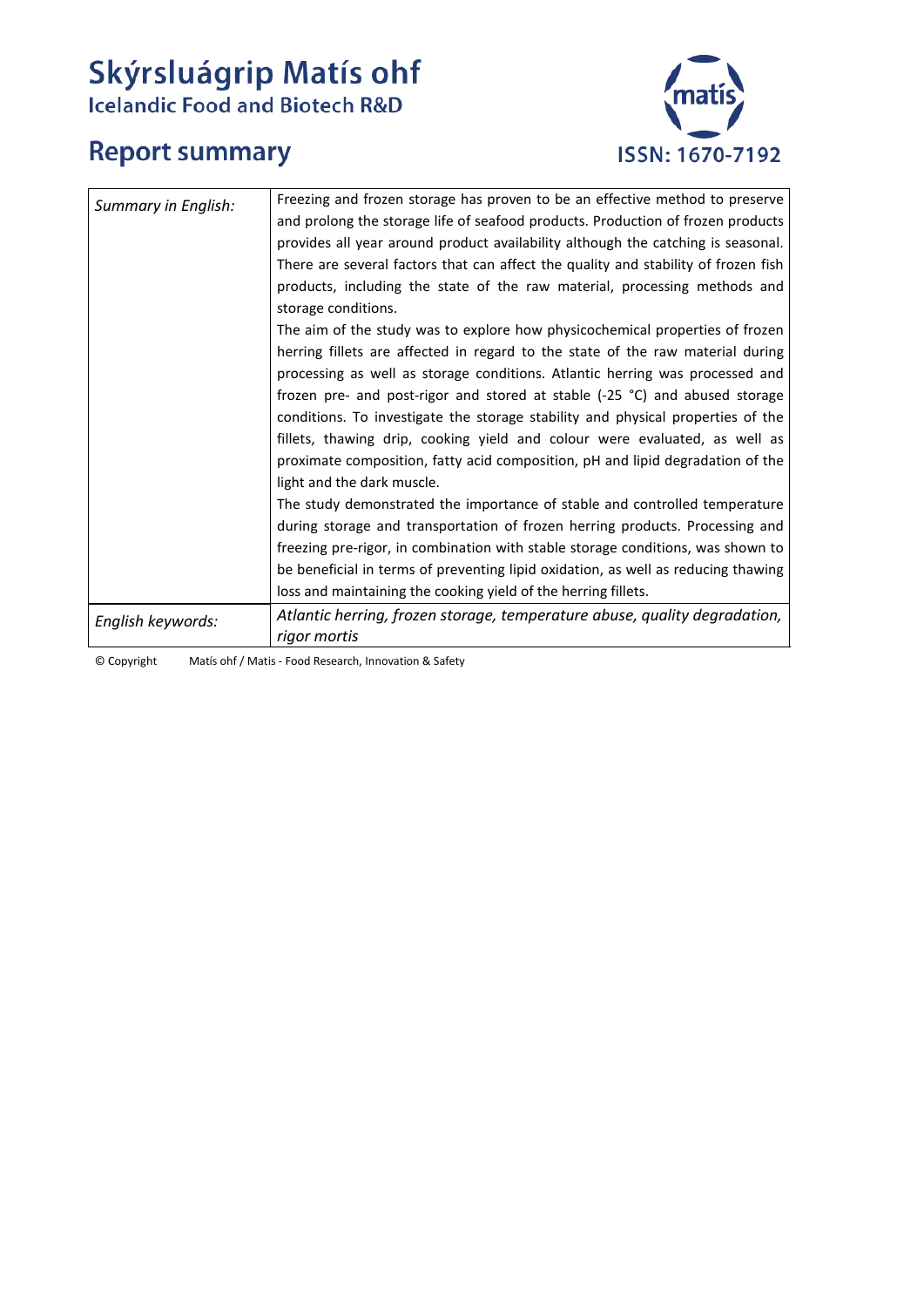# Skýrsluágrip Matís ohf

Icelandic Food and Biotech R&D

## Report summary

ISSN: 1670-7192

| | |
|---|---|
| *Summary in English:* | Freezing and frozen storage has proven to be an effective method to preserve and prolong the storage life of seafood products. Production of frozen products provides all year around product availability although the catching is seasonal. There are several factors that can affect the quality and stability of frozen fish products, including the state of the raw material, processing methods and storage conditions.<br>The aim of the study was to explore how physicochemical properties of frozen herring fillets are affected in regard to the state of the raw material during processing as well as storage conditions. Atlantic herring was processed and frozen pre- and post-rigor and stored at stable (-25 °C) and abused storage conditions. To investigate the storage stability and physical properties of the fillets, thawing drip, cooking yield and colour were evaluated, as well as proximate composition, fatty acid composition, pH and lipid degradation of the light and the dark muscle.<br>The study demonstrated the importance of stable and controlled temperature during storage and transportation of frozen herring products. Processing and freezing pre-rigor, in combination with stable storage conditions, was shown to be beneficial in terms of preventing lipid oxidation, as well as reducing thawing loss and maintaining the cooking yield of the herring fillets. |
| *English keywords:* | *Atlantic herring, frozen storage, temperature abuse, quality degradation, rigor mortis* |

© Copyright Matís ohf / Matis - Food Research, Innovation & Safety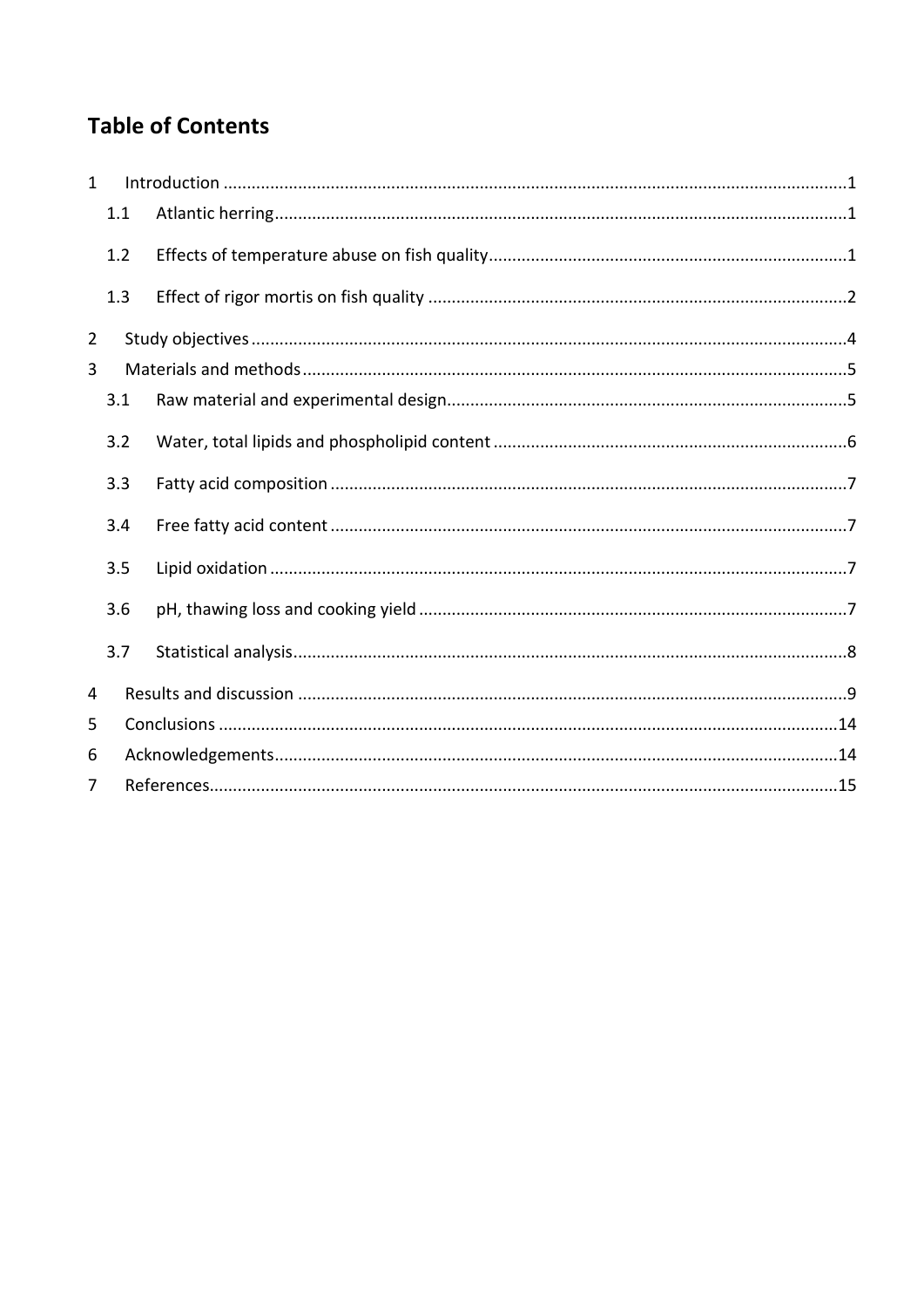# Table of Contents

1 Introduction ....................................................................................................................1

1.1 Atlantic herring..........................................................................................................1

1.2 Effects of temperature abuse on fish quality............................................................................1

1.3 Effect of rigor mortis on fish quality .........................................................................................2

2 Study objectives ...............................................................................................................4

3 Materials and methods ....................................................................................................5

3.1 Raw material and experimental design.....................................................................................5

3.2 Water, total lipids and phospholipid content ...........................................................................6

3.3 Fatty acid composition ..............................................................................................................7

3.4 Free fatty acid content ..............................................................................................................7

3.5 Lipid oxidation ...........................................................................................................................7

3.6 pH, thawing loss and cooking yield ...........................................................................................7

3.7 Statistical analysis......................................................................................................................8

4 Results and discussion ....................................................................................................9

5 Conclusions ....................................................................................................................14

6 Acknowledgements........................................................................................................14

7 References......................................................................................................................15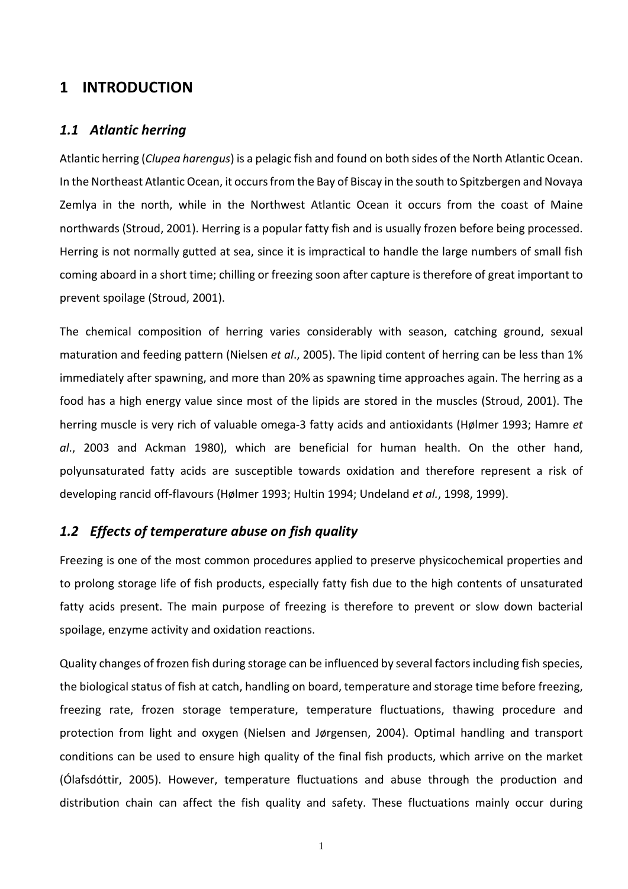# 1 INTRODUCTION

## *1.1 Atlantic herring*

Atlantic herring (*Clupea harengus*) is a pelagic fish and found on both sides of the North Atlantic Ocean. In the Northeast Atlantic Ocean, it occurs from the Bay of Biscay in the south to Spitzbergen and Novaya Zemlya in the north, while in the Northwest Atlantic Ocean it occurs from the coast of Maine northwards (Stroud, 2001). Herring is a popular fatty fish and is usually frozen before being processed. Herring is not normally gutted at sea, since it is impractical to handle the large numbers of small fish coming aboard in a short time; chilling or freezing soon after capture is therefore of great important to prevent spoilage (Stroud, 2001).

The chemical composition of herring varies considerably with season, catching ground, sexual maturation and feeding pattern (Nielsen *et al*., 2005). The lipid content of herring can be less than 1% immediately after spawning, and more than 20% as spawning time approaches again. The herring as a food has a high energy value since most of the lipids are stored in the muscles (Stroud, 2001). The herring muscle is very rich of valuable omega-3 fatty acids and antioxidants (Hølmer 1993; Hamre *et al*., 2003 and Ackman 1980), which are beneficial for human health. On the other hand, polyunsaturated fatty acids are susceptible towards oxidation and therefore represent a risk of developing rancid off-flavours (Hølmer 1993; Hultin 1994; Undeland *et al.*, 1998, 1999).

## *1.2 Effects of temperature abuse on fish quality*

Freezing is one of the most common procedures applied to preserve physicochemical properties and to prolong storage life of fish products, especially fatty fish due to the high contents of unsaturated fatty acids present. The main purpose of freezing is therefore to prevent or slow down bacterial spoilage, enzyme activity and oxidation reactions.

Quality changes of frozen fish during storage can be influenced by several factors including fish species, the biological status of fish at catch, handling on board, temperature and storage time before freezing, freezing rate, frozen storage temperature, temperature fluctuations, thawing procedure and protection from light and oxygen (Nielsen and Jørgensen, 2004). Optimal handling and transport conditions can be used to ensure high quality of the final fish products, which arrive on the market (Ólafsdóttir, 2005). However, temperature fluctuations and abuse through the production and distribution chain can affect the fish quality and safety. These fluctuations mainly occur during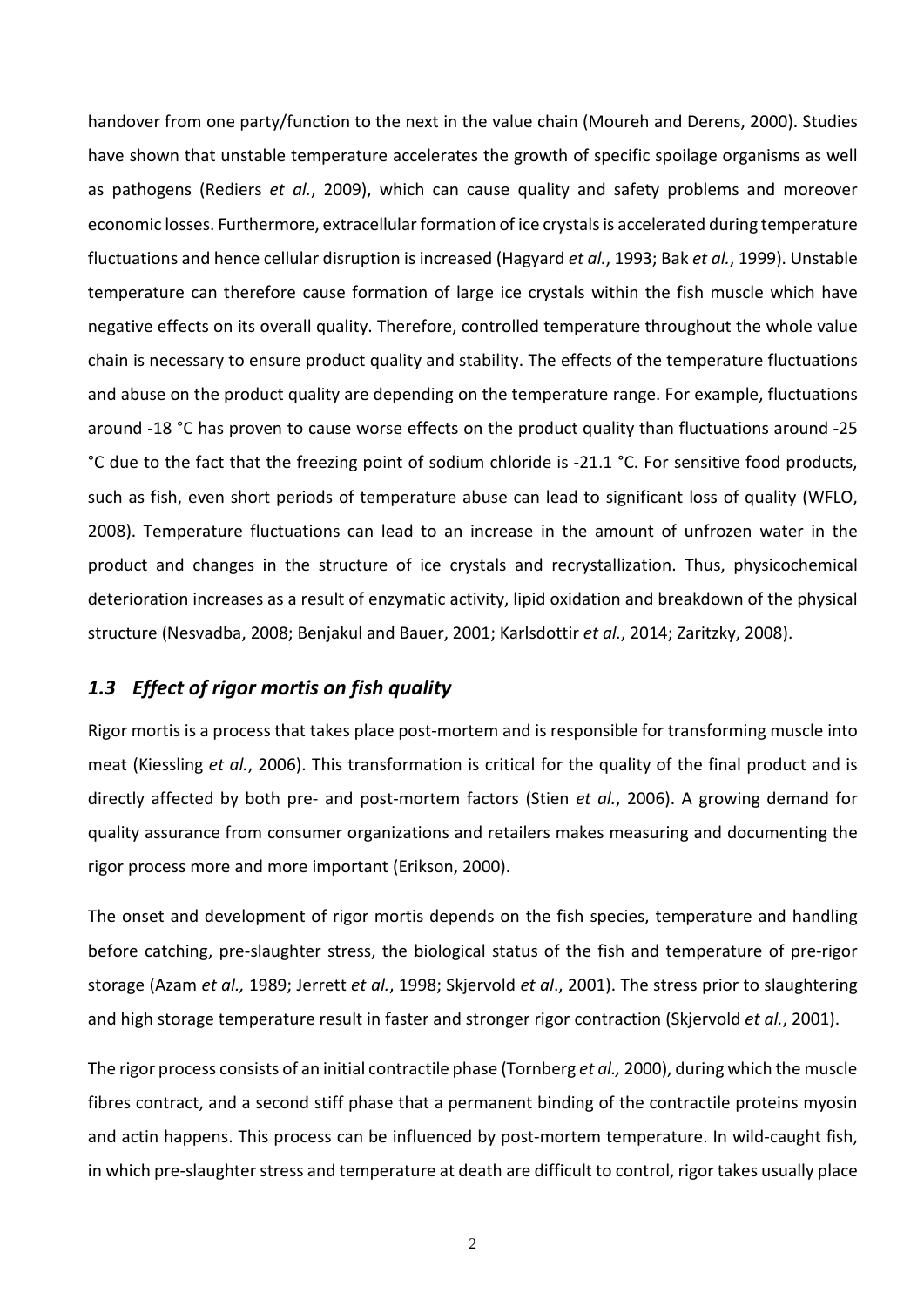handover from one party/function to the next in the value chain (Moureh and Derens, 2000). Studies have shown that unstable temperature accelerates the growth of specific spoilage organisms as well as pathogens (Rediers *et al.*, 2009), which can cause quality and safety problems and moreover economic losses. Furthermore, extracellular formation of ice crystals is accelerated during temperature fluctuations and hence cellular disruption is increased (Hagyard *et al.*, 1993; Bak *et al.*, 1999). Unstable temperature can therefore cause formation of large ice crystals within the fish muscle which have negative effects on its overall quality. Therefore, controlled temperature throughout the whole value chain is necessary to ensure product quality and stability. The effects of the temperature fluctuations and abuse on the product quality are depending on the temperature range. For example, fluctuations around -18 °C has proven to cause worse effects on the product quality than fluctuations around -25 °C due to the fact that the freezing point of sodium chloride is -21.1 °C. For sensitive food products, such as fish, even short periods of temperature abuse can lead to significant loss of quality (WFLO, 2008). Temperature fluctuations can lead to an increase in the amount of unfrozen water in the product and changes in the structure of ice crystals and recrystallization. Thus, physicochemical deterioration increases as a result of enzymatic activity, lipid oxidation and breakdown of the physical structure (Nesvadba, 2008; Benjakul and Bauer, 2001; Karlsdottir *et al.*, 2014; Zaritzky, 2008).

### *1.3 Effect of rigor mortis on fish quality*

Rigor mortis is a process that takes place post-mortem and is responsible for transforming muscle into meat (Kiessling *et al.*, 2006). This transformation is critical for the quality of the final product and is directly affected by both pre- and post-mortem factors (Stien *et al.*, 2006). A growing demand for quality assurance from consumer organizations and retailers makes measuring and documenting the rigor process more and more important (Erikson, 2000).

The onset and development of rigor mortis depends on the fish species, temperature and handling before catching, pre-slaughter stress, the biological status of the fish and temperature of pre-rigor storage (Azam *et al.,* 1989; Jerrett *et al.*, 1998; Skjervold *et al*., 2001). The stress prior to slaughtering and high storage temperature result in faster and stronger rigor contraction (Skjervold *et al.*, 2001).

The rigor process consists of an initial contractile phase (Tornberg *et al.,* 2000), during which the muscle fibres contract, and a second stiff phase that a permanent binding of the contractile proteins myosin and actin happens. This process can be influenced by post-mortem temperature. In wild-caught fish, in which pre-slaughter stress and temperature at death are difficult to control, rigor takes usually place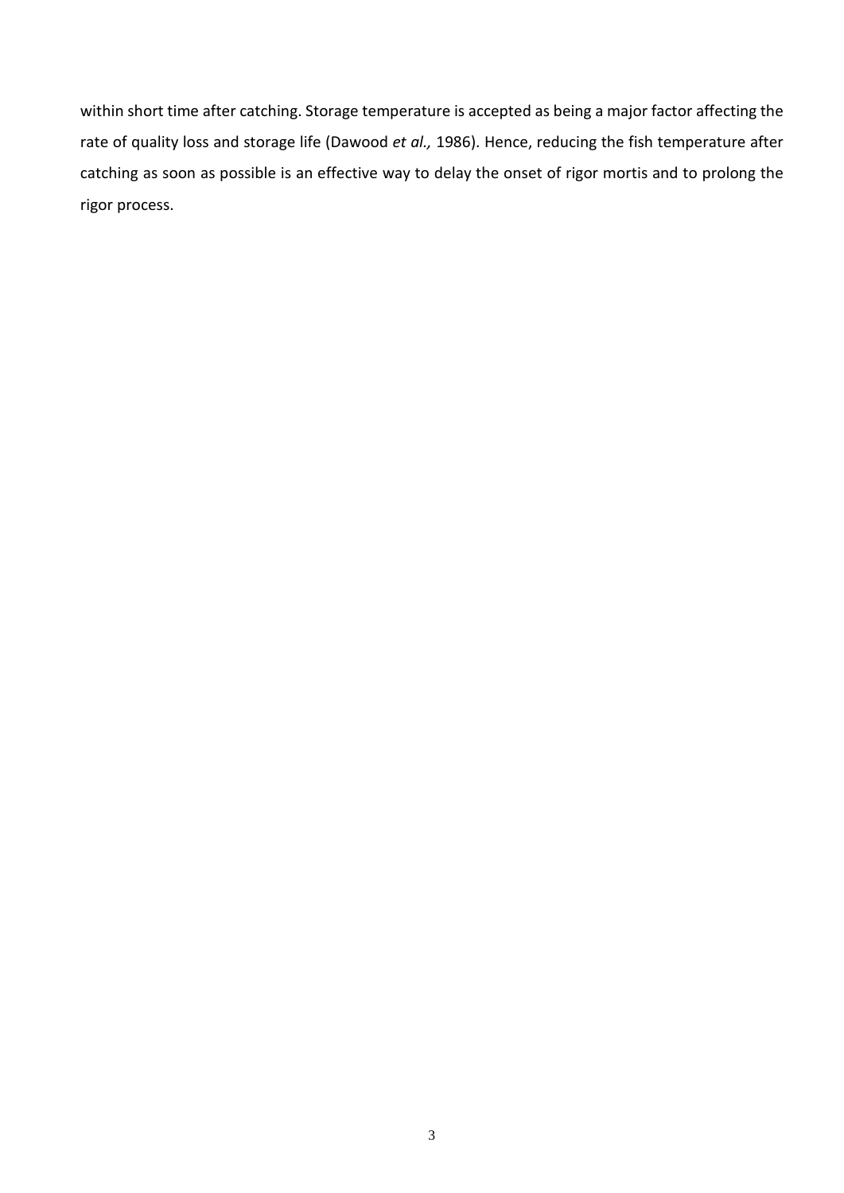within short time after catching. Storage temperature is accepted as being a major factor affecting the rate of quality loss and storage life (Dawood *et al.,* 1986). Hence, reducing the fish temperature after catching as soon as possible is an effective way to delay the onset of rigor mortis and to prolong the rigor process.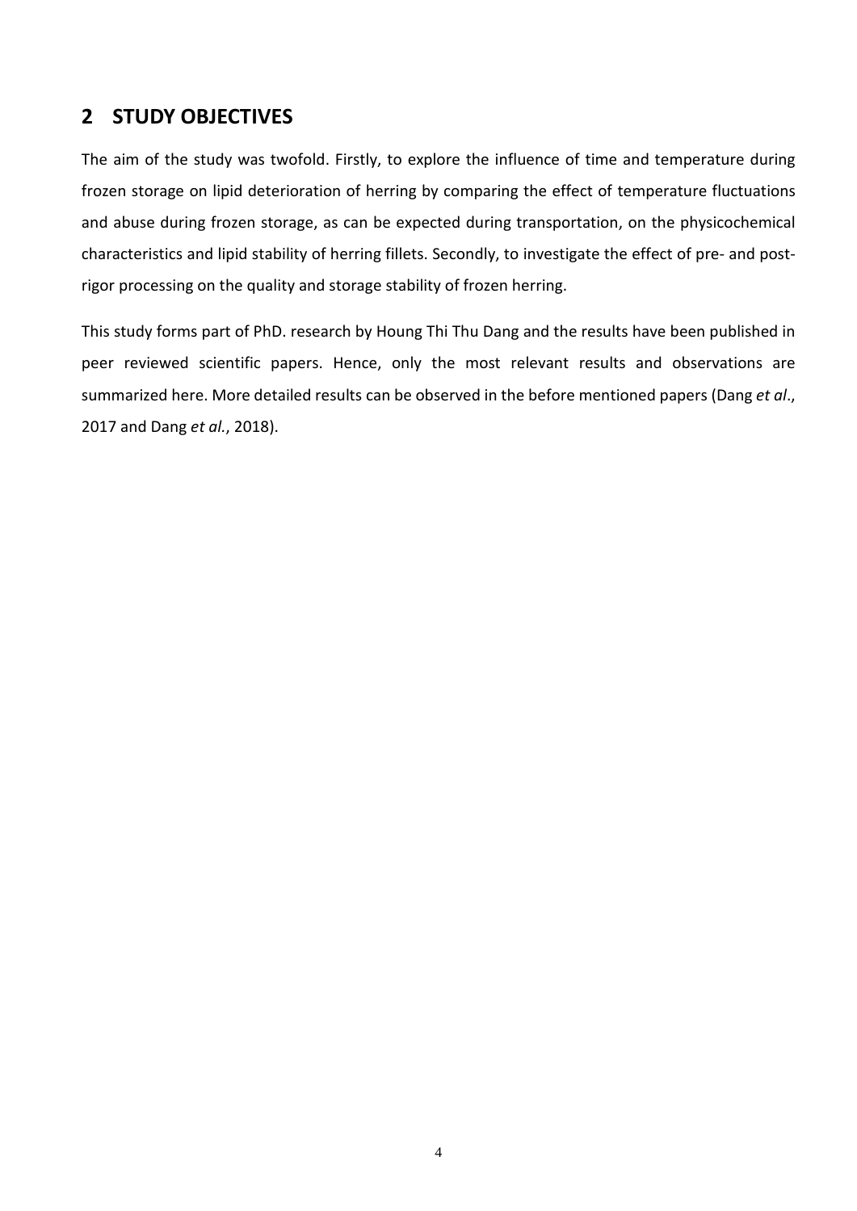## 2 STUDY OBJECTIVES

The aim of the study was twofold. Firstly, to explore the influence of time and temperature during frozen storage on lipid deterioration of herring by comparing the effect of temperature fluctuations and abuse during frozen storage, as can be expected during transportation, on the physicochemical characteristics and lipid stability of herring fillets. Secondly, to investigate the effect of pre- and post-rigor processing on the quality and storage stability of frozen herring.

This study forms part of PhD. research by Houng Thi Thu Dang and the results have been published in peer reviewed scientific papers. Hence, only the most relevant results and observations are summarized here. More detailed results can be observed in the before mentioned papers (Dang *et al*., 2017 and Dang *et al.*, 2018).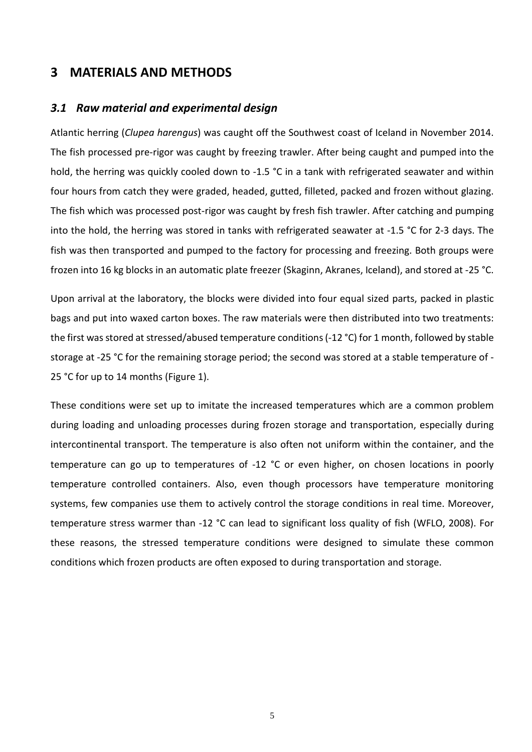# 3 MATERIALS AND METHODS

## *3.1 Raw material and experimental design*

Atlantic herring (*Clupea harengus*) was caught off the Southwest coast of Iceland in November 2014. The fish processed pre-rigor was caught by freezing trawler. After being caught and pumped into the hold, the herring was quickly cooled down to -1.5 °C in a tank with refrigerated seawater and within four hours from catch they were graded, headed, gutted, filleted, packed and frozen without glazing. The fish which was processed post-rigor was caught by fresh fish trawler. After catching and pumping into the hold, the herring was stored in tanks with refrigerated seawater at -1.5 °C for 2-3 days. The fish was then transported and pumped to the factory for processing and freezing. Both groups were frozen into 16 kg blocks in an automatic plate freezer (Skaginn, Akranes, Iceland), and stored at -25 °C.

Upon arrival at the laboratory, the blocks were divided into four equal sized parts, packed in plastic bags and put into waxed carton boxes. The raw materials were then distributed into two treatments: the first was stored at stressed/abused temperature conditions (-12 °C) for 1 month, followed by stable storage at -25 °C for the remaining storage period; the second was stored at a stable temperature of -25 °C for up to 14 months (Figure 1).

These conditions were set up to imitate the increased temperatures which are a common problem during loading and unloading processes during frozen storage and transportation, especially during intercontinental transport. The temperature is also often not uniform within the container, and the temperature can go up to temperatures of -12 °C or even higher, on chosen locations in poorly temperature controlled containers. Also, even though processors have temperature monitoring systems, few companies use them to actively control the storage conditions in real time. Moreover, temperature stress warmer than -12 °C can lead to significant loss quality of fish (WFLO, 2008). For these reasons, the stressed temperature conditions were designed to simulate these common conditions which frozen products are often exposed to during transportation and storage.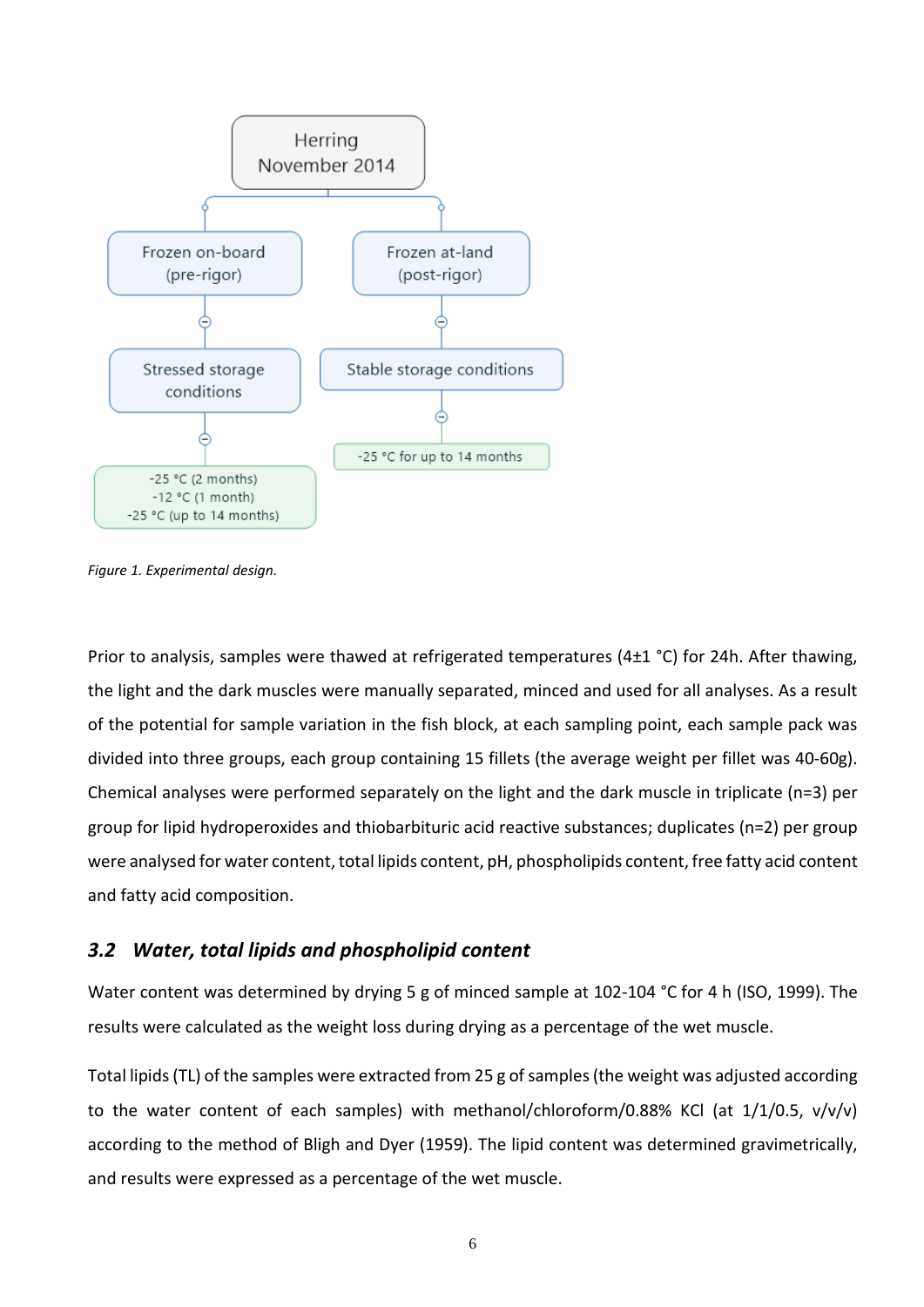- Herring November 2014
  - Frozen on-board (pre-rigor)
    - Stressed storage conditions
      - -25 °C (2 months)
      - -12 °C (1 month)
      - -25 °C (up to 14 months)
  - Frozen at-land (post-rigor)
    - Stable storage conditions
      - -25 °C for up to 14 months

*Figure 1. Experimental design.*

Prior to analysis, samples were thawed at refrigerated temperatures (4±1 °C) for 24h. After thawing, the light and the dark muscles were manually separated, minced and used for all analyses. As a result of the potential for sample variation in the fish block, at each sampling point, each sample pack was divided into three groups, each group containing 15 fillets (the average weight per fillet was 40-60g). Chemical analyses were performed separately on the light and the dark muscle in triplicate (n=3) per group for lipid hydroperoxides and thiobarbituric acid reactive substances; duplicates (n=2) per group were analysed for water content, total lipids content, pH, phospholipids content, free fatty acid content and fatty acid composition.

### *3.2 Water, total lipids and phospholipid content*

Water content was determined by drying 5 g of minced sample at 102-104 °C for 4 h (ISO, 1999). The results were calculated as the weight loss during drying as a percentage of the wet muscle.

Total lipids (TL) of the samples were extracted from 25 g of samples (the weight was adjusted according to the water content of each samples) with methanol/chloroform/0.88% KCl (at 1/1/0.5, v/v/v) according to the method of Bligh and Dyer (1959). The lipid content was determined gravimetrically, and results were expressed as a percentage of the wet muscle.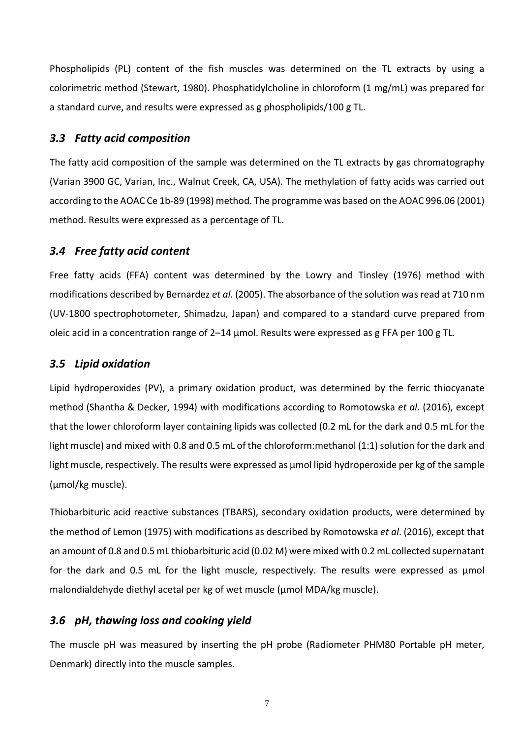Phospholipids (PL) content of the fish muscles was determined on the TL extracts by using a colorimetric method (Stewart, 1980). Phosphatidylcholine in chloroform (1 mg/mL) was prepared for a standard curve, and results were expressed as g phospholipids/100 g TL.

### *3.3 Fatty acid composition*

The fatty acid composition of the sample was determined on the TL extracts by gas chromatography (Varian 3900 GC, Varian, Inc., Walnut Creek, CA, USA). The methylation of fatty acids was carried out according to the AOAC Ce 1b-89 (1998) method. The programme was based on the AOAC 996.06 (2001) method. Results were expressed as a percentage of TL.

### *3.4 Free fatty acid content*

Free fatty acids (FFA) content was determined by the Lowry and Tinsley (1976) method with modifications described by Bernardez *et al.* (2005). The absorbance of the solution was read at 710 nm (UV-1800 spectrophotometer, Shimadzu, Japan) and compared to a standard curve prepared from oleic acid in a concentration range of 2–14 µmol. Results were expressed as g FFA per 100 g TL.

### *3.5 Lipid oxidation*

Lipid hydroperoxides (PV), a primary oxidation product, was determined by the ferric thiocyanate method (Shantha & Decker, 1994) with modifications according to Romotowska *et al.* (2016), except that the lower chloroform layer containing lipids was collected (0.2 mL for the dark and 0.5 mL for the light muscle) and mixed with 0.8 and 0.5 mL of the chloroform:methanol (1:1) solution for the dark and light muscle, respectively. The results were expressed as µmol lipid hydroperoxide per kg of the sample (µmol/kg muscle).

Thiobarbituric acid reactive substances (TBARS), secondary oxidation products, were determined by the method of Lemon (1975) with modifications as described by Romotowska *et al*. (2016), except that an amount of 0.8 and 0.5 mL thiobarbituric acid (0.02 M) were mixed with 0.2 mL collected supernatant for the dark and 0.5 mL for the light muscle, respectively. The results were expressed as µmol malondialdehyde diethyl acetal per kg of wet muscle (µmol MDA/kg muscle).

### *3.6 pH, thawing loss and cooking yield*

The muscle pH was measured by inserting the pH probe (Radiometer PHM80 Portable pH meter, Denmark) directly into the muscle samples.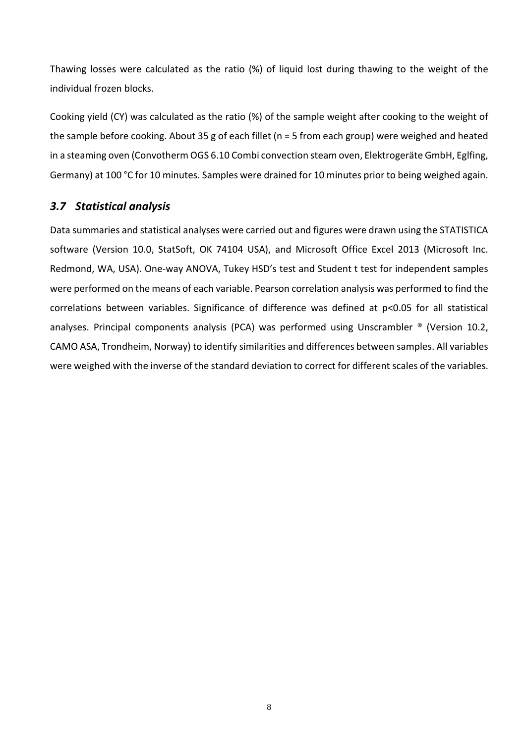Thawing losses were calculated as the ratio (%) of liquid lost during thawing to the weight of the individual frozen blocks.

Cooking yield (CY) was calculated as the ratio (%) of the sample weight after cooking to the weight of the sample before cooking. About 35 g of each fillet (n = 5 from each group) were weighed and heated in a steaming oven (Convotherm OGS 6.10 Combi convection steam oven, Elektrogeräte GmbH, Eglfing, Germany) at 100 °C for 10 minutes. Samples were drained for 10 minutes prior to being weighed again.

### *3.7 Statistical analysis*

Data summaries and statistical analyses were carried out and figures were drawn using the STATISTICA software (Version 10.0, StatSoft, OK 74104 USA), and Microsoft Office Excel 2013 (Microsoft Inc. Redmond, WA, USA). One-way ANOVA, Tukey HSD's test and Student t test for independent samples were performed on the means of each variable. Pearson correlation analysis was performed to find the correlations between variables. Significance of difference was defined at $p<0.05$ for all statistical analyses. Principal components analysis (PCA) was performed using Unscrambler ® (Version 10.2, CAMO ASA, Trondheim, Norway) to identify similarities and differences between samples. All variables were weighed with the inverse of the standard deviation to correct for different scales of the variables.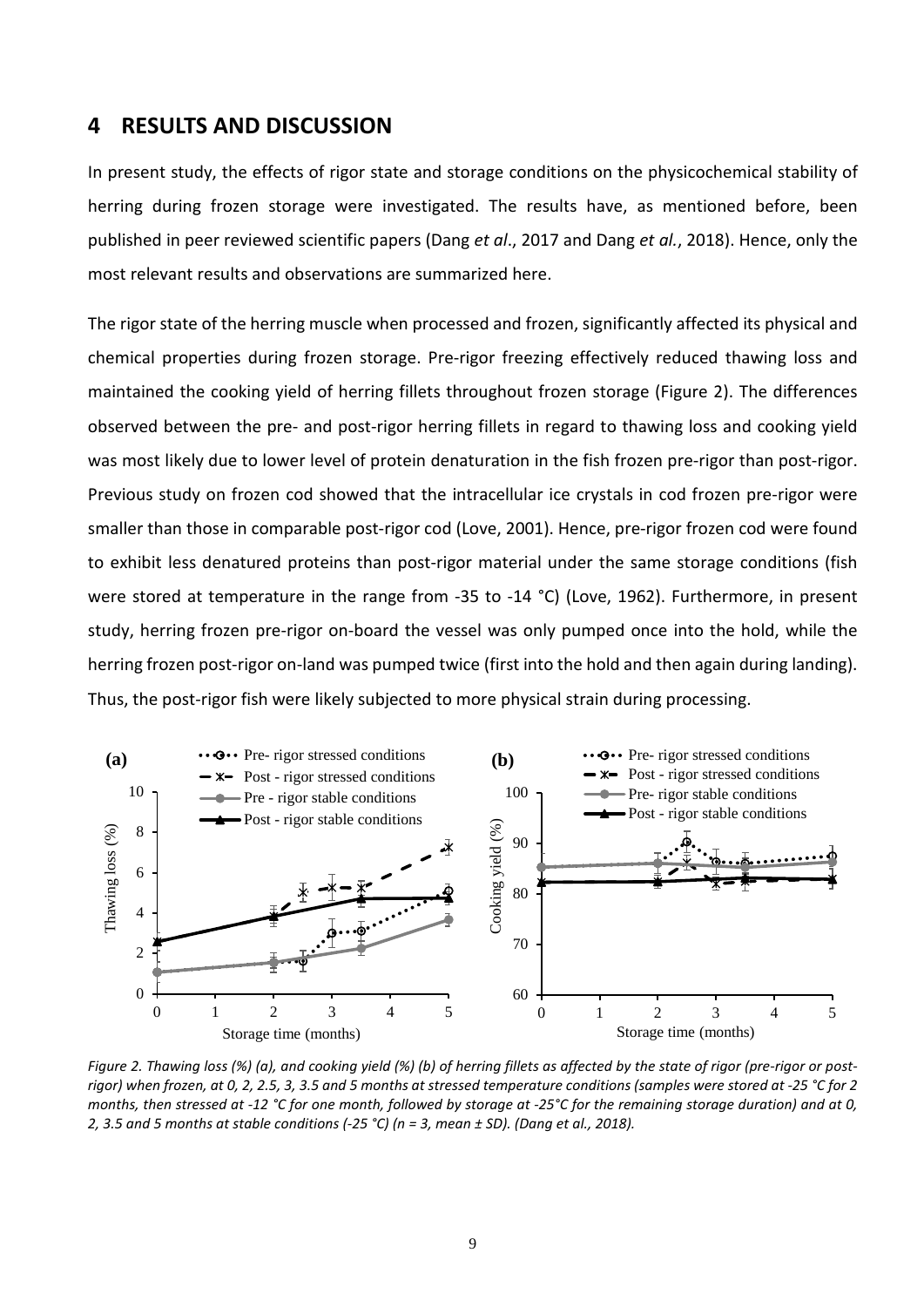# 4 RESULTS AND DISCUSSION

In present study, the effects of rigor state and storage conditions on the physicochemical stability of herring during frozen storage were investigated. The results have, as mentioned before, been published in peer reviewed scientific papers (Dang *et al*., 2017 and Dang *et al.*, 2018). Hence, only the most relevant results and observations are summarized here.

The rigor state of the herring muscle when processed and frozen, significantly affected its physical and chemical properties during frozen storage. Pre-rigor freezing effectively reduced thawing loss and maintained the cooking yield of herring fillets throughout frozen storage (Figure 2). The differences observed between the pre- and post-rigor herring fillets in regard to thawing loss and cooking yield was most likely due to lower level of protein denaturation in the fish frozen pre-rigor than post-rigor. Previous study on frozen cod showed that the intracellular ice crystals in cod frozen pre-rigor were smaller than those in comparable post-rigor cod (Love, 2001). Hence, pre-rigor frozen cod were found to exhibit less denatured proteins than post-rigor material under the same storage conditions (fish were stored at temperature in the range from -35 to -14 °C) (Love, 1962). Furthermore, in present study, herring frozen pre-rigor on-board the vessel was only pumped once into the hold, while the herring frozen post-rigor on-land was pumped twice (first into the hold and then again during landing). Thus, the post-rigor fish were likely subjected to more physical strain during processing.

*Figure 2. Thawing loss (%) (a), and cooking yield (%) (b) of herring fillets as affected by the state of rigor (pre-rigor or post-rigor) when frozen, at 0, 2, 2.5, 3, 3.5 and 5 months at stressed temperature conditions (samples were stored at -25 °C for 2 months, then stressed at -12 °C for one month, followed by storage at -25°C for the remaining storage duration) and at 0, 2, 3.5 and 5 months at stable conditions (-25 °C) (n = 3, mean ± SD). (Dang et al., 2018).*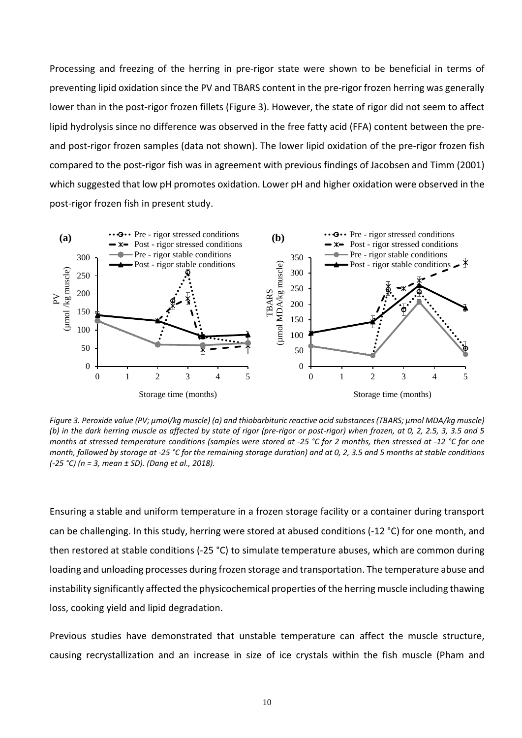Processing and freezing of the herring in pre-rigor state were shown to be beneficial in terms of preventing lipid oxidation since the PV and TBARS content in the pre-rigor frozen herring was generally lower than in the post-rigor frozen fillets (Figure 3). However, the state of rigor did not seem to affect lipid hydrolysis since no difference was observed in the free fatty acid (FFA) content between the pre- and post-rigor frozen samples (data not shown). The lower lipid oxidation of the pre-rigor frozen fish compared to the post-rigor fish was in agreement with previous findings of Jacobsen and Timm (2001) which suggested that low pH promotes oxidation. Lower pH and higher oxidation were observed in the post-rigor frozen fish in present study.

*Figure 3. Peroxide value (PV; µmol/kg muscle) (a) and thiobarbituric reactive acid substances (TBARS; µmol MDA/kg muscle) (b) in the dark herring muscle as affected by state of rigor (pre-rigor or post-rigor) when frozen, at 0, 2, 2.5, 3, 3.5 and 5 months at stressed temperature conditions (samples were stored at -25 °C for 2 months, then stressed at -12 °C for one month, followed by storage at -25 °C for the remaining storage duration) and at 0, 2, 3.5 and 5 months at stable conditions (-25 °C) (n = 3, mean ± SD). (Dang et al., 2018).*

Ensuring a stable and uniform temperature in a frozen storage facility or a container during transport can be challenging. In this study, herring were stored at abused conditions (-12 °C) for one month, and then restored at stable conditions (-25 °C) to simulate temperature abuses, which are common during loading and unloading processes during frozen storage and transportation. The temperature abuse and instability significantly affected the physicochemical properties of the herring muscle including thawing loss, cooking yield and lipid degradation.

Previous studies have demonstrated that unstable temperature can affect the muscle structure, causing recrystallization and an increase in size of ice crystals within the fish muscle (Pham and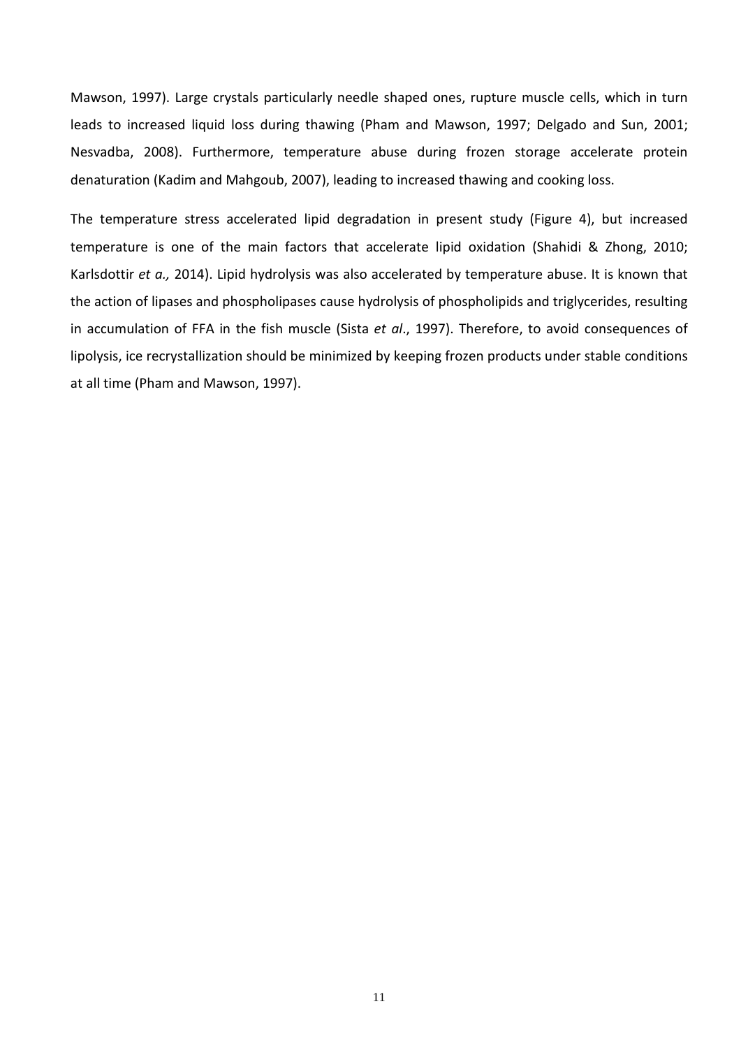Mawson, 1997). Large crystals particularly needle shaped ones, rupture muscle cells, which in turn leads to increased liquid loss during thawing (Pham and Mawson, 1997; Delgado and Sun, 2001; Nesvadba, 2008). Furthermore, temperature abuse during frozen storage accelerate protein denaturation (Kadim and Mahgoub, 2007), leading to increased thawing and cooking loss.

The temperature stress accelerated lipid degradation in present study (Figure 4), but increased temperature is one of the main factors that accelerate lipid oxidation (Shahidi & Zhong, 2010; Karlsdottir *et a.,* 2014). Lipid hydrolysis was also accelerated by temperature abuse. It is known that the action of lipases and phospholipases cause hydrolysis of phospholipids and triglycerides, resulting in accumulation of FFA in the fish muscle (Sista *et al*., 1997). Therefore, to avoid consequences of lipolysis, ice recrystallization should be minimized by keeping frozen products under stable conditions at all time (Pham and Mawson, 1997).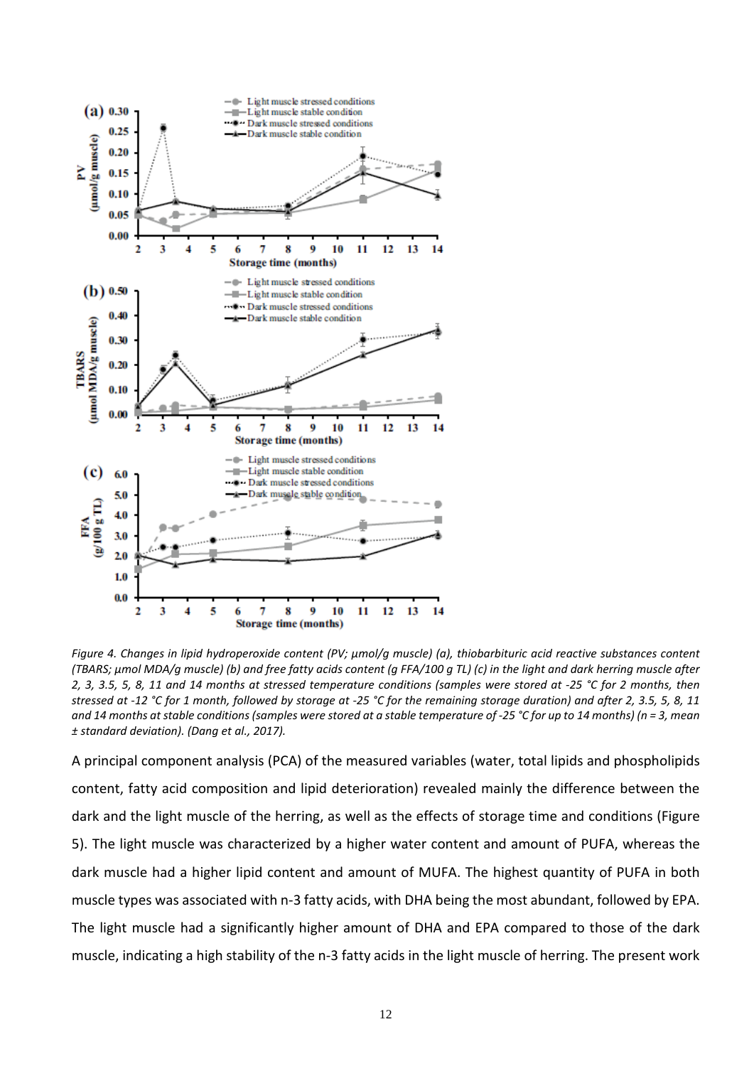*Figure 4. Changes in lipid hydroperoxide content (PV; µmol/g muscle) (a), thiobarbituric acid reactive substances content (TBARS; µmol MDA/g muscle) (b) and free fatty acids content (g FFA/100 g TL) (c) in the light and dark herring muscle after 2, 3, 3.5, 5, 8, 11 and 14 months at stressed temperature conditions (samples were stored at -25 °C for 2 months, then stressed at -12 °C for 1 month, followed by storage at -25 °C for the remaining storage duration) and after 2, 3.5, 5, 8, 11 and 14 months at stable conditions (samples were stored at a stable temperature of -25 °C for up to 14 months) (n = 3, mean ± standard deviation). (Dang et al., 2017).*

A principal component analysis (PCA) of the measured variables (water, total lipids and phospholipids content, fatty acid composition and lipid deterioration) revealed mainly the difference between the dark and the light muscle of the herring, as well as the effects of storage time and conditions (Figure 5). The light muscle was characterized by a higher water content and amount of PUFA, whereas the dark muscle had a higher lipid content and amount of MUFA. The highest quantity of PUFA in both muscle types was associated with n-3 fatty acids, with DHA being the most abundant, followed by EPA. The light muscle had a significantly higher amount of DHA and EPA compared to those of the dark muscle, indicating a high stability of the n-3 fatty acids in the light muscle of herring. The present work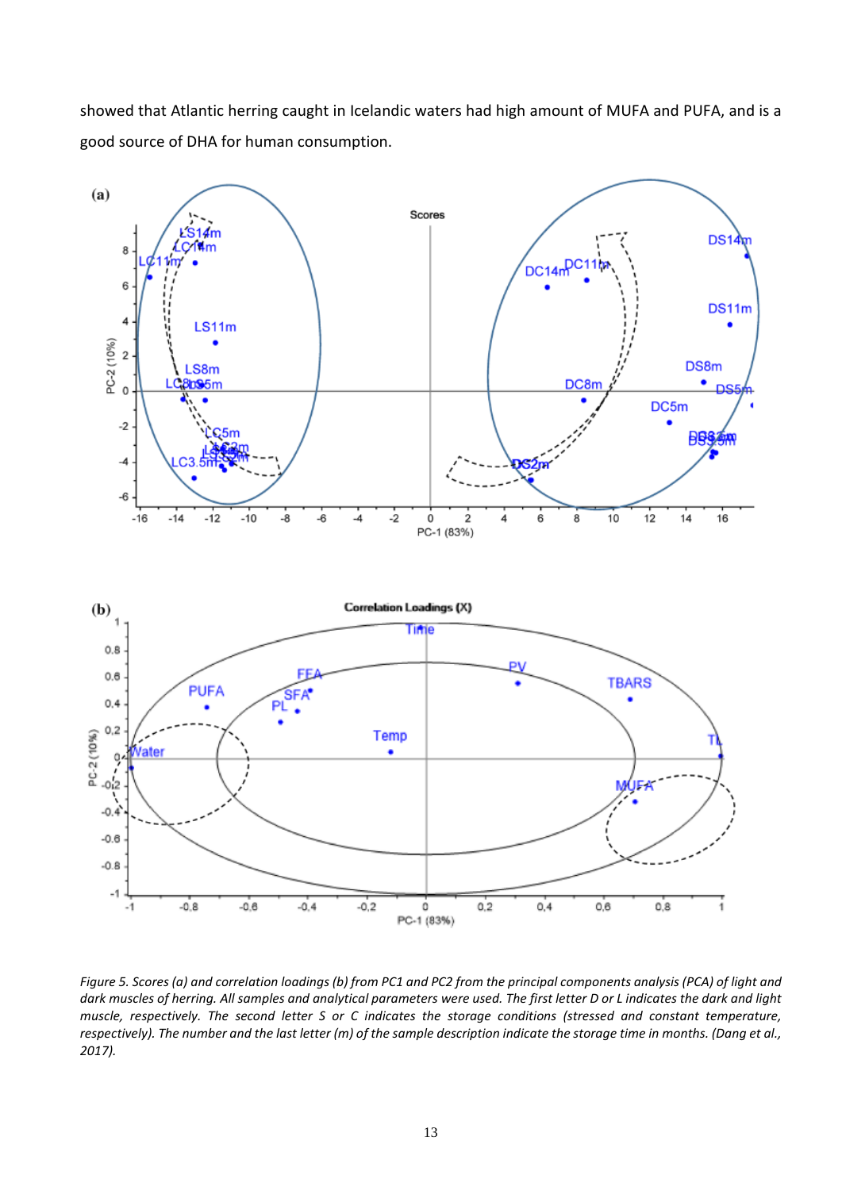showed that Atlantic herring caught in Icelandic waters had high amount of MUFA and PUFA, and is a good source of DHA for human consumption.

*Figure 5. Scores (a) and correlation loadings (b) from PC1 and PC2 from the principal components analysis (PCA) of light and dark muscles of herring. All samples and analytical parameters were used. The first letter D or L indicates the dark and light muscle, respectively. The second letter S or C indicates the storage conditions (stressed and constant temperature, respectively). The number and the last letter (m) of the sample description indicate the storage time in months. (Dang et al., 2017).*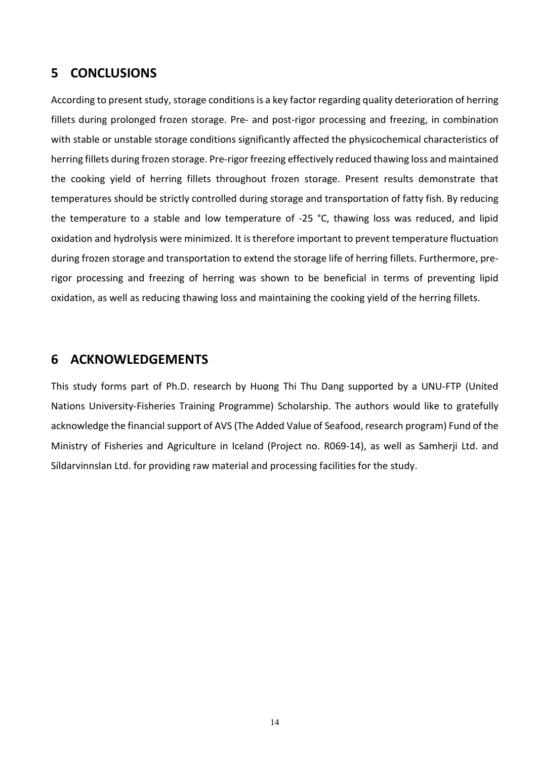# 5 CONCLUSIONS

According to present study, storage conditions is a key factor regarding quality deterioration of herring fillets during prolonged frozen storage. Pre- and post-rigor processing and freezing, in combination with stable or unstable storage conditions significantly affected the physicochemical characteristics of herring fillets during frozen storage. Pre-rigor freezing effectively reduced thawing loss and maintained the cooking yield of herring fillets throughout frozen storage. Present results demonstrate that temperatures should be strictly controlled during storage and transportation of fatty fish. By reducing the temperature to a stable and low temperature of -25 °C, thawing loss was reduced, and lipid oxidation and hydrolysis were minimized. It is therefore important to prevent temperature fluctuation during frozen storage and transportation to extend the storage life of herring fillets. Furthermore, pre-rigor processing and freezing of herring was shown to be beneficial in terms of preventing lipid oxidation, as well as reducing thawing loss and maintaining the cooking yield of the herring fillets.

# 6 ACKNOWLEDGEMENTS

This study forms part of Ph.D. research by Huong Thi Thu Dang supported by a UNU-FTP (United Nations University-Fisheries Training Programme) Scholarship. The authors would like to gratefully acknowledge the financial support of AVS (The Added Value of Seafood, research program) Fund of the Ministry of Fisheries and Agriculture in Iceland (Project no. R069-14), as well as Samherji Ltd. and Síldarvinnslan Ltd. for providing raw material and processing facilities for the study.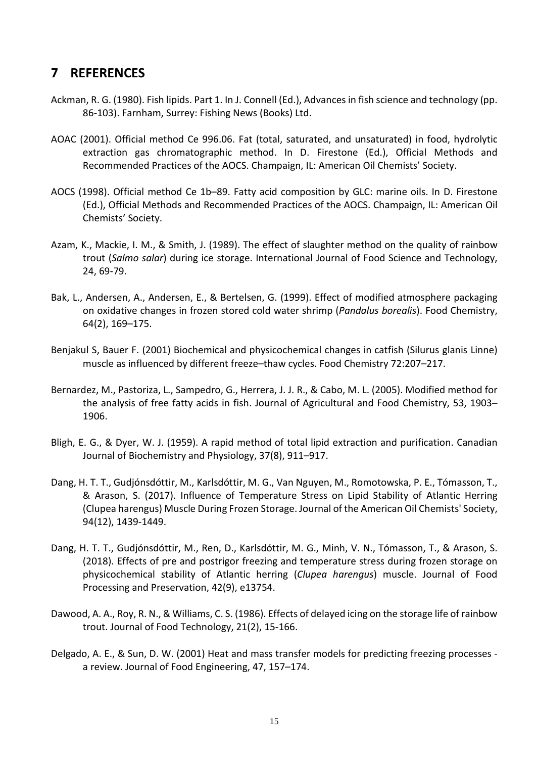# 7 REFERENCES

Ackman, R. G. (1980). Fish lipids. Part 1. In J. Connell (Ed.), Advances in fish science and technology (pp. 86-103). Farnham, Surrey: Fishing News (Books) Ltd.

AOAC (2001). Official method Ce 996.06. Fat (total, saturated, and unsaturated) in food, hydrolytic extraction gas chromatographic method. In D. Firestone (Ed.), Official Methods and Recommended Practices of the AOCS. Champaign, IL: American Oil Chemists' Society.

AOCS (1998). Official method Ce 1b–89. Fatty acid composition by GLC: marine oils. In D. Firestone (Ed.), Official Methods and Recommended Practices of the AOCS. Champaign, IL: American Oil Chemists' Society.

Azam, K., Mackie, I. M., & Smith, J. (1989). The effect of slaughter method on the quality of rainbow trout (*Salmo salar*) during ice storage. International Journal of Food Science and Technology, 24, 69-79.

Bak, L., Andersen, A., Andersen, E., & Bertelsen, G. (1999). Effect of modified atmosphere packaging on oxidative changes in frozen stored cold water shrimp (*Pandalus borealis*). Food Chemistry, 64(2), 169–175.

Benjakul S, Bauer F. (2001) Biochemical and physicochemical changes in catfish (Silurus glanis Linne) muscle as influenced by different freeze–thaw cycles. Food Chemistry 72:207–217.

Bernardez, M., Pastoriza, L., Sampedro, G., Herrera, J. J. R., & Cabo, M. L. (2005). Modified method for the analysis of free fatty acids in fish. Journal of Agricultural and Food Chemistry, 53, 1903–1906.

Bligh, E. G., & Dyer, W. J. (1959). A rapid method of total lipid extraction and purification. Canadian Journal of Biochemistry and Physiology, 37(8), 911–917.

Dang, H. T. T., Gudjónsdóttir, M., Karlsdóttir, M. G., Van Nguyen, M., Romotowska, P. E., Tómasson, T., & Arason, S. (2017). Influence of Temperature Stress on Lipid Stability of Atlantic Herring (Clupea harengus) Muscle During Frozen Storage. Journal of the American Oil Chemists' Society, 94(12), 1439-1449.

Dang, H. T. T., Gudjónsdóttir, M., Ren, D., Karlsdóttir, M. G., Minh, V. N., Tómasson, T., & Arason, S. (2018). Effects of pre and postrigor freezing and temperature stress during frozen storage on physicochemical stability of Atlantic herring (*Clupea harengus*) muscle. Journal of Food Processing and Preservation, 42(9), e13754.

Dawood, A. A., Roy, R. N., & Williams, C. S. (1986). Effects of delayed icing on the storage life of rainbow trout. Journal of Food Technology, 21(2), 15-166.

Delgado, A. E., & Sun, D. W. (2001) Heat and mass transfer models for predicting freezing processes - a review. Journal of Food Engineering, 47, 157–174.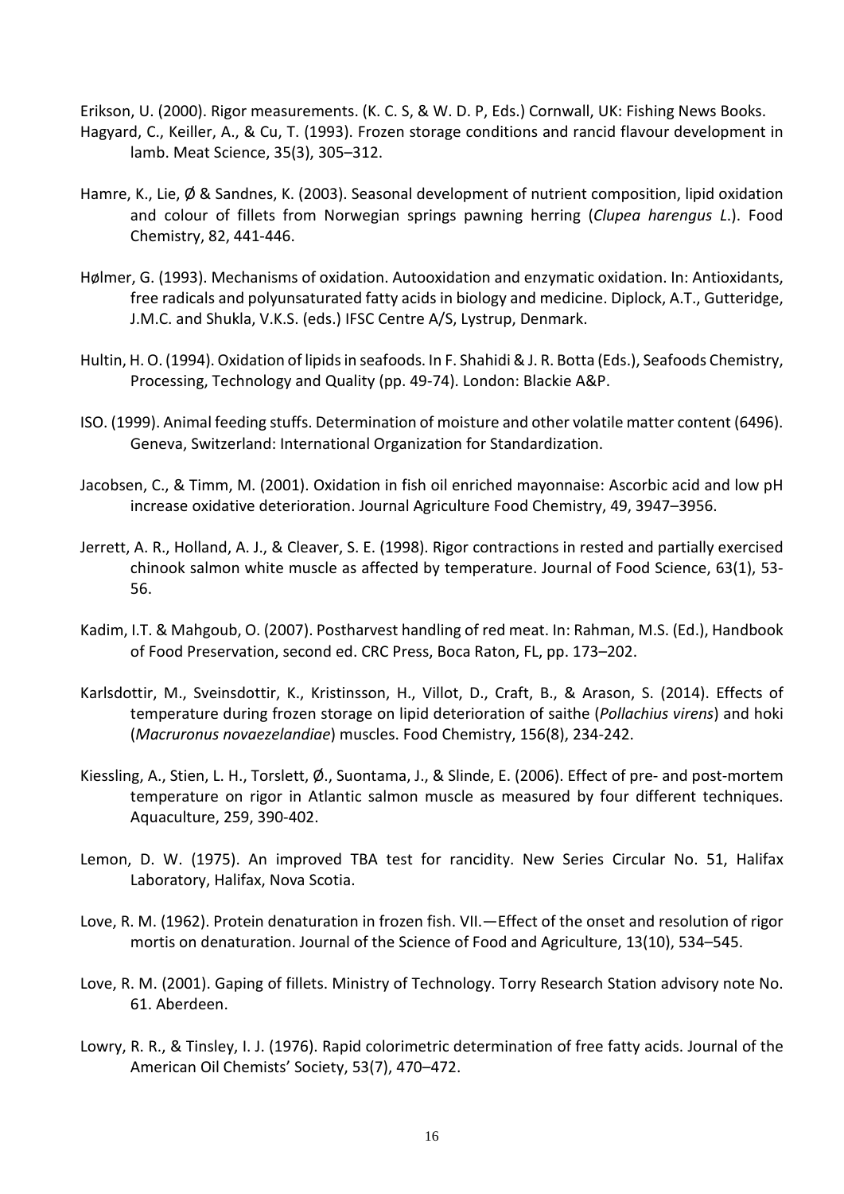Erikson, U. (2000). Rigor measurements. (K. C. S, & W. D. P, Eds.) Cornwall, UK: Fishing News Books.

Hagyard, C., Keiller, A., & Cu, T. (1993). Frozen storage conditions and rancid flavour development in lamb. Meat Science, 35(3), 305–312.

Hamre, K., Lie, Ø & Sandnes, K. (2003). Seasonal development of nutrient composition, lipid oxidation and colour of fillets from Norwegian springs pawning herring (*Clupea harengus L.*). Food Chemistry, 82, 441-446.

Hølmer, G. (1993). Mechanisms of oxidation. Autooxidation and enzymatic oxidation. In: Antioxidants, free radicals and polyunsaturated fatty acids in biology and medicine. Diplock, A.T., Gutteridge, J.M.C. and Shukla, V.K.S. (eds.) IFSC Centre A/S, Lystrup, Denmark.

Hultin, H. O. (1994). Oxidation of lipids in seafoods. In F. Shahidi & J. R. Botta (Eds.), Seafoods Chemistry, Processing, Technology and Quality (pp. 49-74). London: Blackie A&P.

ISO. (1999). Animal feeding stuffs. Determination of moisture and other volatile matter content (6496). Geneva, Switzerland: International Organization for Standardization.

Jacobsen, C., & Timm, M. (2001). Oxidation in fish oil enriched mayonnaise: Ascorbic acid and low pH increase oxidative deterioration. Journal Agriculture Food Chemistry, 49, 3947–3956.

Jerrett, A. R., Holland, A. J., & Cleaver, S. E. (1998). Rigor contractions in rested and partially exercised chinook salmon white muscle as affected by temperature. Journal of Food Science, 63(1), 53-56.

Kadim, I.T. & Mahgoub, O. (2007). Postharvest handling of red meat. In: Rahman, M.S. (Ed.), Handbook of Food Preservation, second ed. CRC Press, Boca Raton, FL, pp. 173–202.

Karlsdottir, M., Sveinsdottir, K., Kristinsson, H., Villot, D., Craft, B., & Arason, S. (2014). Effects of temperature during frozen storage on lipid deterioration of saithe (*Pollachius virens*) and hoki (*Macruronus novaezelandiae*) muscles. Food Chemistry, 156(8), 234-242.

Kiessling, A., Stien, L. H., Torslett, Ø., Suontama, J., & Slinde, E. (2006). Effect of pre- and post-mortem temperature on rigor in Atlantic salmon muscle as measured by four different techniques. Aquaculture, 259, 390-402.

Lemon, D. W. (1975). An improved TBA test for rancidity. New Series Circular No. 51, Halifax Laboratory, Halifax, Nova Scotia.

Love, R. M. (1962). Protein denaturation in frozen fish. VII.—Effect of the onset and resolution of rigor mortis on denaturation. Journal of the Science of Food and Agriculture, 13(10), 534–545.

Love, R. M. (2001). Gaping of fillets. Ministry of Technology. Torry Research Station advisory note No. 61. Aberdeen.

Lowry, R. R., & Tinsley, I. J. (1976). Rapid colorimetric determination of free fatty acids. Journal of the American Oil Chemists' Society, 53(7), 470–472.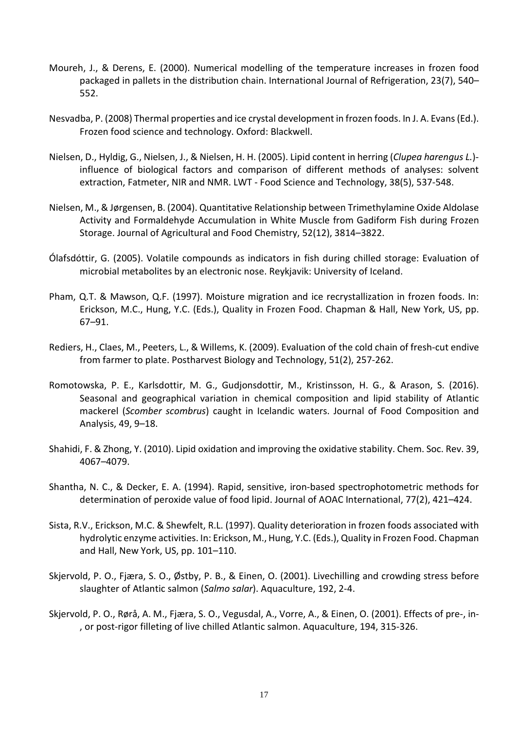Moureh, J., & Derens, E. (2000). Numerical modelling of the temperature increases in frozen food packaged in pallets in the distribution chain. International Journal of Refrigeration, 23(7), 540–552.

Nesvadba, P. (2008) Thermal properties and ice crystal development in frozen foods. In J. A. Evans (Ed.). Frozen food science and technology. Oxford: Blackwell.

Nielsen, D., Hyldig, G., Nielsen, J., & Nielsen, H. H. (2005). Lipid content in herring (*Clupea harengus L.*)- influence of biological factors and comparison of different methods of analyses: solvent extraction, Fatmeter, NIR and NMR. LWT - Food Science and Technology, 38(5), 537-548.

Nielsen, M., & Jørgensen, B. (2004). Quantitative Relationship between Trimethylamine Oxide Aldolase Activity and Formaldehyde Accumulation in White Muscle from Gadiform Fish during Frozen Storage. Journal of Agricultural and Food Chemistry, 52(12), 3814–3822.

Ólafsdóttir, G. (2005). Volatile compounds as indicators in fish during chilled storage: Evaluation of microbial metabolites by an electronic nose. Reykjavik: University of Iceland.

Pham, Q.T. & Mawson, Q.F. (1997). Moisture migration and ice recrystallization in frozen foods. In: Erickson, M.C., Hung, Y.C. (Eds.), Quality in Frozen Food. Chapman & Hall, New York, US, pp. 67–91.

Rediers, H., Claes, M., Peeters, L., & Willems, K. (2009). Evaluation of the cold chain of fresh-cut endive from farmer to plate. Postharvest Biology and Technology, 51(2), 257-262.

Romotowska, P. E., Karlsdottir, M. G., Gudjonsdottir, M., Kristinsson, H. G., & Arason, S. (2016). Seasonal and geographical variation in chemical composition and lipid stability of Atlantic mackerel (*Scomber scombrus*) caught in Icelandic waters. Journal of Food Composition and Analysis, 49, 9–18.

Shahidi, F. & Zhong, Y. (2010). Lipid oxidation and improving the oxidative stability. Chem. Soc. Rev. 39, 4067–4079.

Shantha, N. C., & Decker, E. A. (1994). Rapid, sensitive, iron-based spectrophotometric methods for determination of peroxide value of food lipid. Journal of AOAC International, 77(2), 421–424.

Sista, R.V., Erickson, M.C. & Shewfelt, R.L. (1997). Quality deterioration in frozen foods associated with hydrolytic enzyme activities. In: Erickson, M., Hung, Y.C. (Eds.), Quality in Frozen Food. Chapman and Hall, New York, US, pp. 101–110.

Skjervold, P. O., Fjæra, S. O., Østby, P. B., & Einen, O. (2001). Livechilling and crowding stress before slaughter of Atlantic salmon (*Salmo salar*). Aquaculture, 192, 2-4.

Skjervold, P. O., Rørå, A. M., Fjæra, S. O., Vegusdal, A., Vorre, A., & Einen, O. (2001). Effects of pre-, in-, or post-rigor filleting of live chilled Atlantic salmon. Aquaculture, 194, 315-326.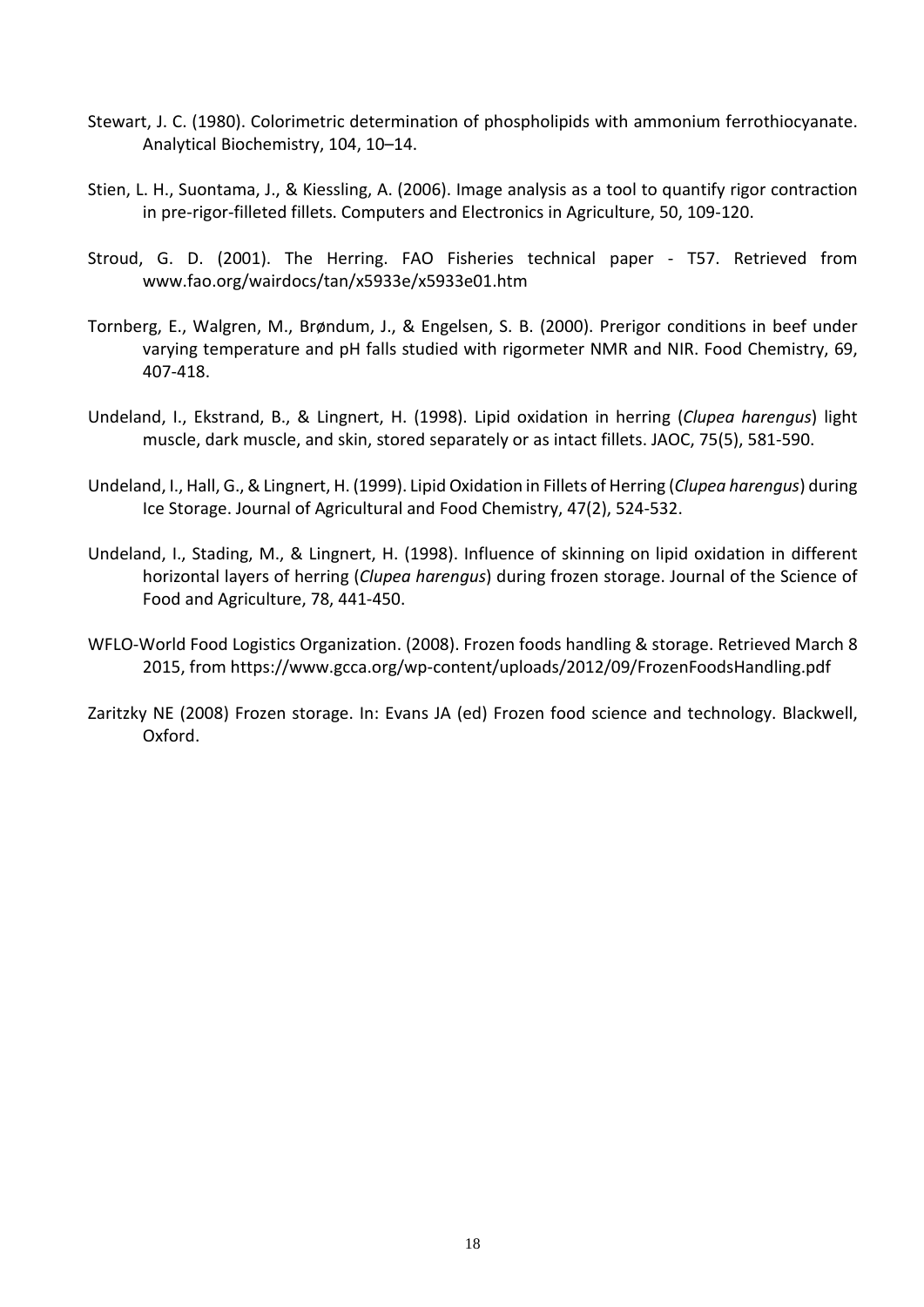Stewart, J. C. (1980). Colorimetric determination of phospholipids with ammonium ferrothiocyanate. Analytical Biochemistry, 104, 10–14.

Stien, L. H., Suontama, J., & Kiessling, A. (2006). Image analysis as a tool to quantify rigor contraction in pre-rigor-filleted fillets. Computers and Electronics in Agriculture, 50, 109-120.

Stroud, G. D. (2001). The Herring. FAO Fisheries technical paper - T57. Retrieved from www.fao.org/wairdocs/tan/x5933e/x5933e01.htm

Tornberg, E., Walgren, M., Brøndum, J., & Engelsen, S. B. (2000). Prerigor conditions in beef under varying temperature and pH falls studied with rigormeter NMR and NIR. Food Chemistry, 69, 407-418.

Undeland, I., Ekstrand, B., & Lingnert, H. (1998). Lipid oxidation in herring (*Clupea harengus*) light muscle, dark muscle, and skin, stored separately or as intact fillets. JAOC, 75(5), 581-590.

Undeland, I., Hall, G., & Lingnert, H. (1999). Lipid Oxidation in Fillets of Herring (*Clupea harengus*) during Ice Storage. Journal of Agricultural and Food Chemistry, 47(2), 524-532.

Undeland, I., Stading, M., & Lingnert, H. (1998). Influence of skinning on lipid oxidation in different horizontal layers of herring (*Clupea harengus*) during frozen storage. Journal of the Science of Food and Agriculture, 78, 441-450.

WFLO-World Food Logistics Organization. (2008). Frozen foods handling & storage. Retrieved March 8 2015, from https://www.gcca.org/wp-content/uploads/2012/09/FrozenFoodsHandling.pdf

Zaritzky NE (2008) Frozen storage. In: Evans JA (ed) Frozen food science and technology. Blackwell, Oxford.